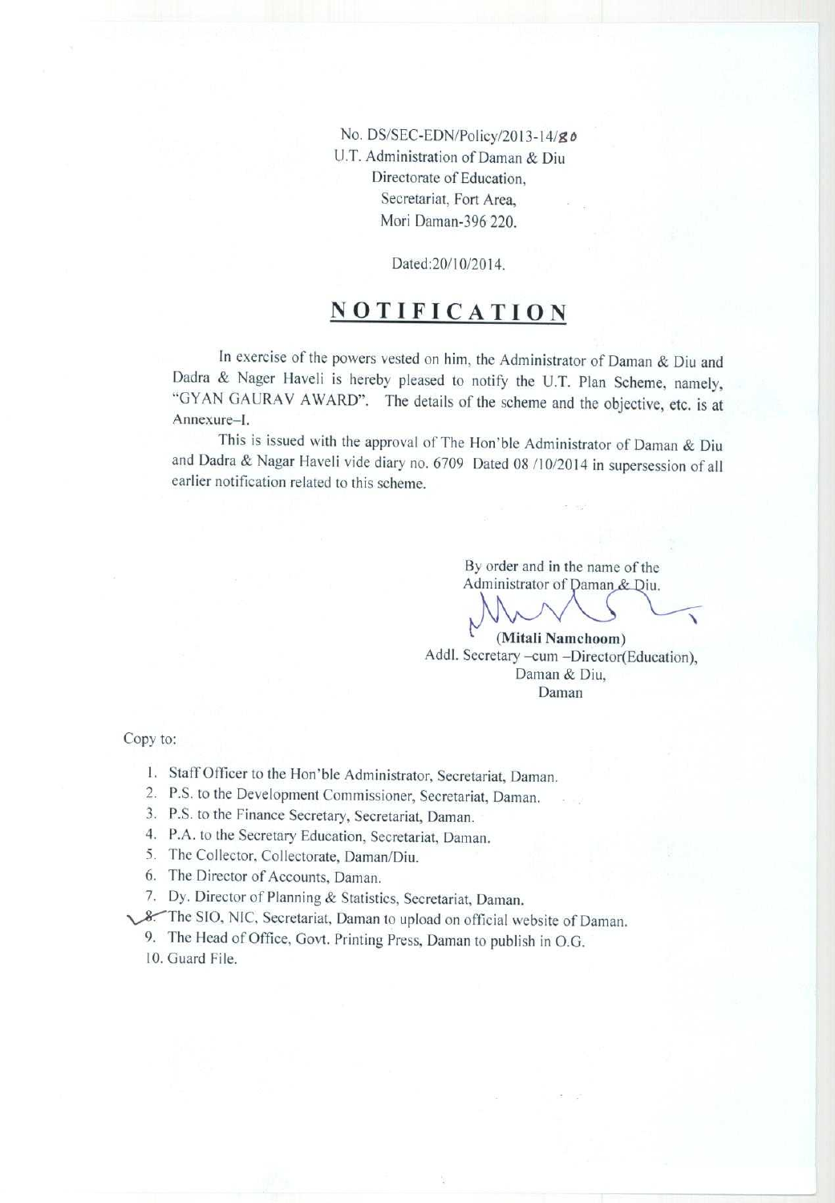No. DS/SEC-EDN/Policy/2013-14/80
U.T. Administration of Daman & Diu
Directorate of Education,
Secretariat, Fort Area,
Mori Daman-396 220.

Dated:20/10/2014.

# NOTIFICATION

In exercise of the powers vested on him, the Administrator of Daman & Diu and Dadra & Nager Haveli is hereby pleased to notify the U.T. Plan Scheme, namely, "GYAN GAURAV AWARD". The details of the scheme and the objective, etc. is at Annexure–I.

This is issued with the approval of The Hon'ble Administrator of Daman & Diu and Dadra & Nagar Haveli vide diary no. 6709 Dated 08 /10/2014 in supersession of all earlier notification related to this scheme.

By order and in the name of the
Administrator of Daman & Diu.

**(Mitali Namchoom)**
Addl. Secretary –cum –Director(Education),
Daman & Diu,
Daman

Copy to:

1. Staff Officer to the Hon'ble Administrator, Secretariat, Daman.
2. P.S. to the Development Commissioner, Secretariat, Daman.
3. P.S. to the Finance Secretary, Secretariat, Daman.
4. P.A. to the Secretary Education, Secretariat, Daman.
5. The Collector, Collectorate, Daman/Diu.
6. The Director of Accounts, Daman.
7. Dy. Director of Planning & Statistics, Secretariat, Daman.
8. The SIO, NIC, Secretariat, Daman to upload on official website of Daman.
9. The Head of Office, Govt. Printing Press, Daman to publish in O.G.
10. Guard File.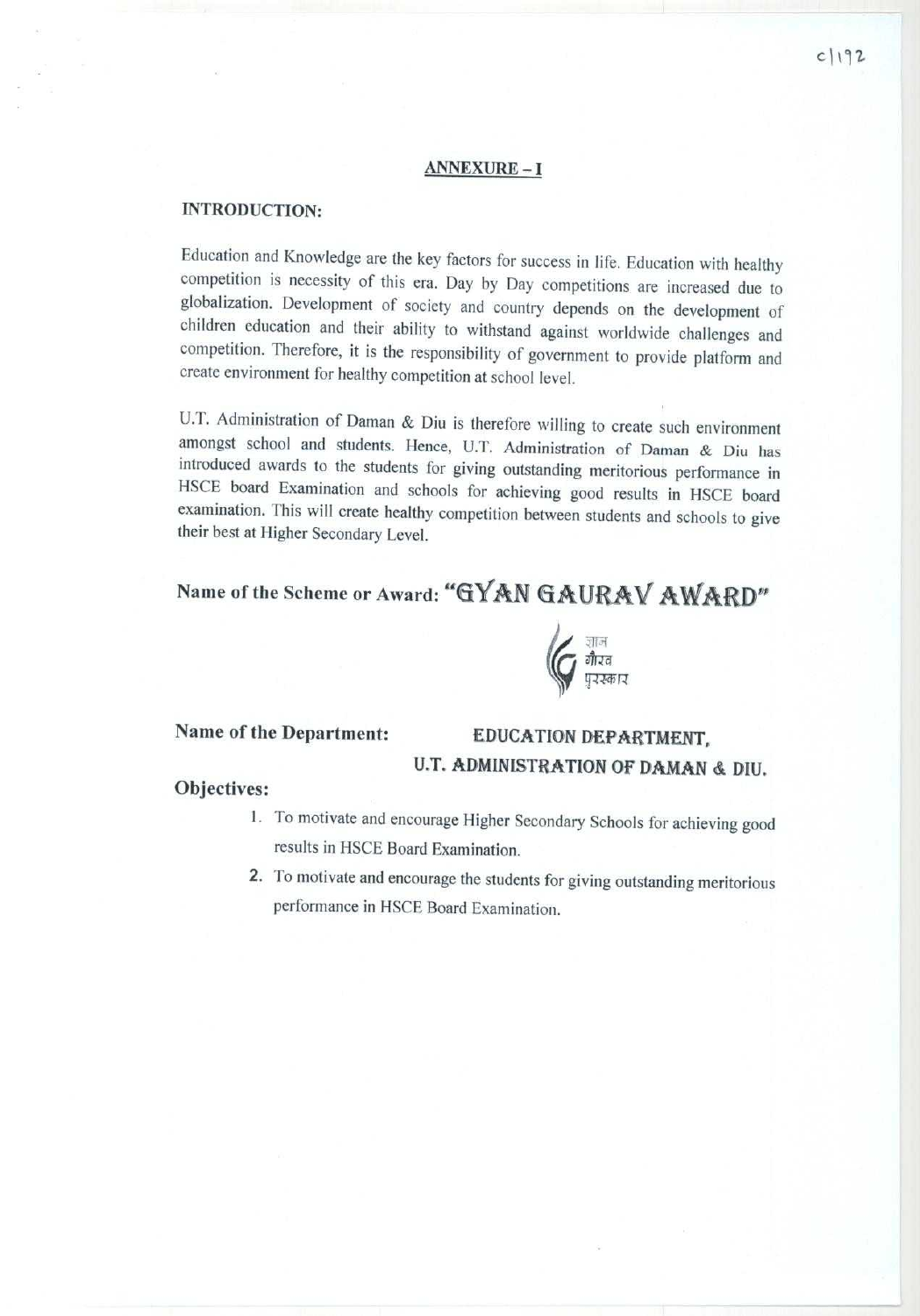## ANNEXURE – I

### INTRODUCTION:

Education and Knowledge are the key factors for success in life. Education with healthy competition is necessity of this era. Day by Day competitions are increased due to globalization. Development of society and country depends on the development of children education and their ability to withstand against worldwide challenges and competition. Therefore, it is the responsibility of government to provide platform and create environment for healthy competition at school level.

U.T. Administration of Daman & Diu is therefore willing to create such environment amongst school and students. Hence, U.T. Administration of Daman & Diu has introduced awards to the students for giving outstanding meritorious performance in HSCE board Examination and schools for achieving good results in HSCE board examination. This will create healthy competition between students and schools to give their best at Higher Secondary Level.

**Name of the Scheme or Award: "GYAN GAURAV AWARD"**

ज्ञान
गौरव
पुरस्कार

**Name of the Department:** **EDUCATION DEPARTMENT, U.T. ADMINISTRATION OF DAMAN & DIU.**

**Objectives:**

1. To motivate and encourage Higher Secondary Schools for achieving good results in HSCE Board Examination.
2. To motivate and encourage the students for giving outstanding meritorious performance in HSCE Board Examination.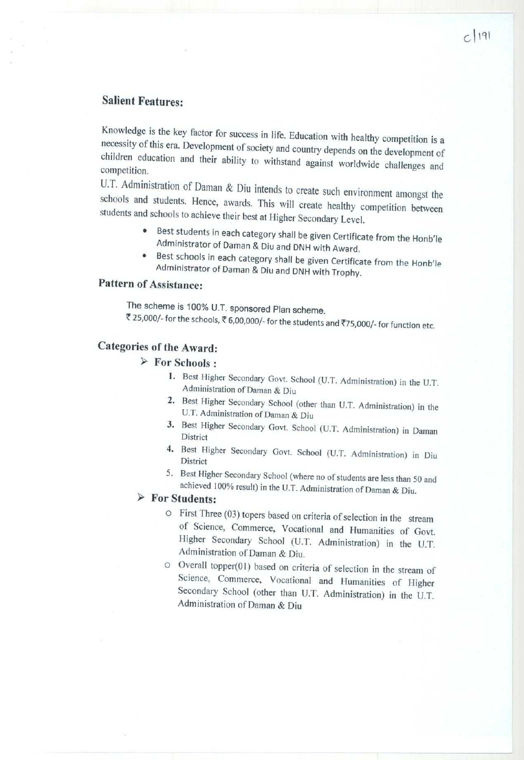## Salient Features:

Knowledge is the key factor for success in life. Education with healthy competition is a necessity of this era. Development of society and country depends on the development of children education and their ability to withstand against worldwide challenges and competition.

U.T. Administration of Daman & Diu intends to create such environment amongst the schools and students. Hence, awards. This will create healthy competition between students and schools to achieve their best at Higher Secondary Level.

- Best students in each category shall be given Certificate from the Honb'le Administrator of Daman & Diu and DNH with Award.
- Best schools in each category shall be given Certificate from the Honb'le Administrator of Daman & Diu and DNH with Trophy.

## Pattern of Assistance:

The scheme is 100% U.T. sponsored Plan scheme.

₹ 25,000/- for the schools, ₹ 6,00,000/- for the students and ₹75,000/- for function etc.

## Categories of the Award:

- **For Schools :**
  1. Best Higher Secondary Govt. School (U.T. Administration) in the U.T. Administration of Daman & Diu
  2. Best Higher Secondary School (other than U.T. Administration) in the U.T. Administration of Daman & Diu
  3. Best Higher Secondary Govt. School (U.T. Administration) in Daman District
  4. Best Higher Secondary Govt. School (U.T. Administration) in Diu District
  5. Best Higher Secondary School (where no of students are less than 50 and achieved 100% result) in the U.T. Administration of Daman & Diu.
- **For Students:**
  - First Three (03) topers based on criteria of selection in the stream of Science, Commerce, Vocational and Humanities of Govt. Higher Secondary School (U.T. Administration) in the U.T. Administration of Daman & Diu.
  - Overall topper(01) based on criteria of selection in the stream of Science, Commerce, Vocational and Humanities of Higher Secondary School (other than U.T. Administration) in the U.T. Administration of Daman & Diu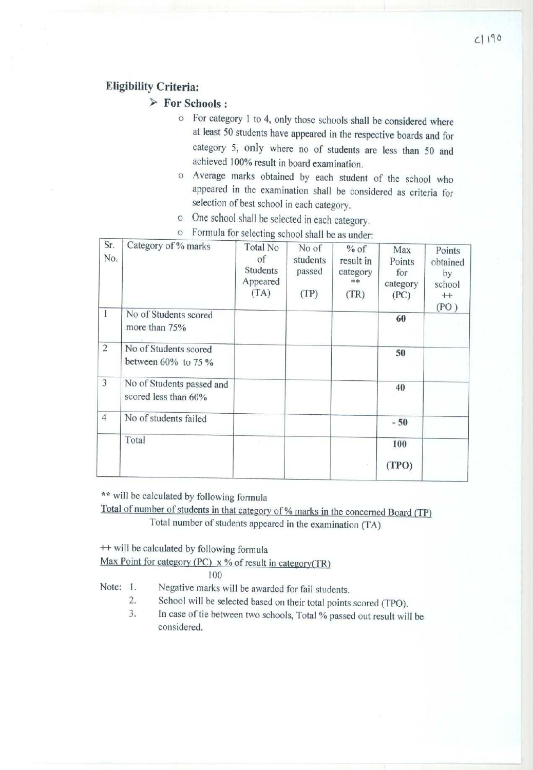## Eligibility Criteria:

➤ **For Schools :**

- For category 1 to 4, only those schools shall be considered where at least 50 students have appeared in the respective boards and for category 5, only where no of students are less than 50 and achieved 100% result in board examination.
- Average marks obtained by each student of the school who appeared in the examination shall be considered as criteria for selection of best school in each category.
- One school shall be selected in each category.
- Formula for selecting school shall be as under:

| Sr. No. | Category of % marks | Total No of Students Appeared (TA) | No of students passed (TP) | % of result in category ** (TR) | Max Points for category (PC) | Points obtained by school ++ (PO) |
|---|---|---|---|---|---|---|
| 1 | No of Students scored more than 75% | | | | **60** | |
| 2 | No of Students scored between 60% to 75 % | | | | **50** | |
| 3 | No of Students passed and scored less than 60% | | | | **40** | |
| 4 | No of students failed | | | | **- 50** | |
| | Total | | | | **100** (**TPO**) | |

** will be calculated by following formula

$$\frac{\text{Total of number of students in that category of \% marks in the concerned Board (TP)}}{\text{Total number of students appeared in the examination (TA)}}$$

++ will be calculated by following formula

$$\frac{\text{Max Point for category (PC)} \times \text{\% of result in category(TR)}}{100}$$

Note:
1. Negative marks will be awarded for fail students.
2. School will be selected based on their total points scored (TPO).
3. In case of tie between two schools, Total % passed out result will be considered.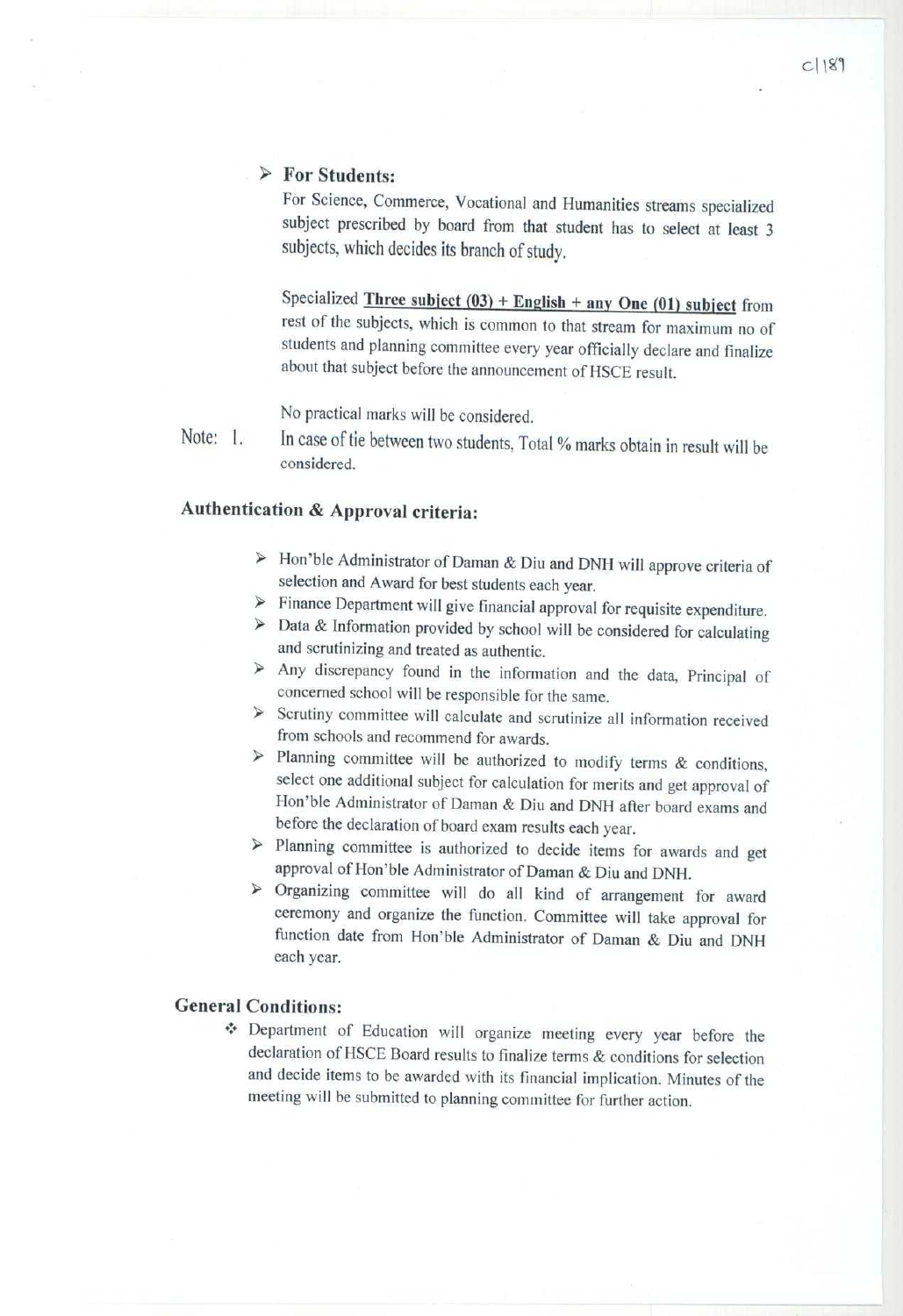- **For Students:**

  For Science, Commerce, Vocational and Humanities streams specialized subject prescribed by board from that student has to select at least 3 subjects, which decides its branch of study.

  Specialized **Three subject (03) + English + any One (01) subject** from rest of the subjects, which is common to that stream for maximum no of students and planning committee every year officially declare and finalize about that subject before the announcement of HSCE result.

  No practical marks will be considered.

Note: 1. In case of tie between two students, Total % marks obtain in result will be considered.

## Authentication & Approval criteria:

- Hon'ble Administrator of Daman & Diu and DNH will approve criteria of selection and Award for best students each year.
- Finance Department will give financial approval for requisite expenditure.
- Data & Information provided by school will be considered for calculating and scrutinizing and treated as authentic.
- Any discrepancy found in the information and the data, Principal of concerned school will be responsible for the same.
- Scrutiny committee will calculate and scrutinize all information received from schools and recommend for awards.
- Planning committee will be authorized to modify terms & conditions, select one additional subject for calculation for merits and get approval of Hon'ble Administrator of Daman & Diu and DNH after board exams and before the declaration of board exam results each year.
- Planning committee is authorized to decide items for awards and get approval of Hon'ble Administrator of Daman & Diu and DNH.
- Organizing committee will do all kind of arrangement for award ceremony and organize the function. Committee will take approval for function date from Hon'ble Administrator of Daman & Diu and DNH each year.

## General Conditions:

- Department of Education will organize meeting every year before the declaration of HSCE Board results to finalize terms & conditions for selection and decide items to be awarded with its financial implication. Minutes of the meeting will be submitted to planning committee for further action.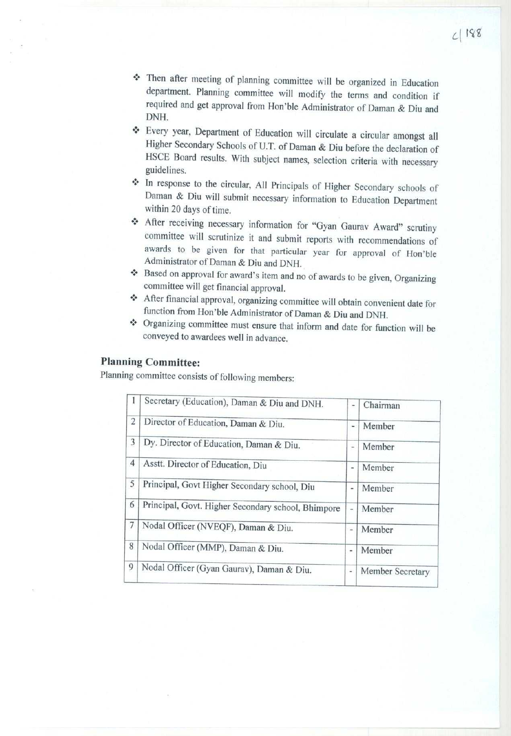- Then after meeting of planning committee will be organized in Education department. Planning committee will modify the terms and condition if required and get approval from Hon'ble Administrator of Daman & Diu and DNH.
- Every year, Department of Education will circulate a circular amongst all Higher Secondary Schools of U.T. of Daman & Diu before the declaration of HSCE Board results. With subject names, selection criteria with necessary guidelines.
- In response to the circular, All Principals of Higher Secondary schools of Daman & Diu will submit necessary information to Education Department within 20 days of time.
- After receiving necessary information for "Gyan Gaurav Award" scrutiny committee will scrutinize it and submit reports with recommendations of awards to be given for that particular year for approval of Hon'ble Administrator of Daman & Diu and DNH.
- Based on approval for award's item and no of awards to be given, Organizing committee will get financial approval.
- After financial approval, organizing committee will obtain convenient date for function from Hon'ble Administrator of Daman & Diu and DNH.
- Organizing committee must ensure that inform and date for function will be conveyed to awardees well in advance.

## Planning Committee:

Planning committee consists of following members:

| | | | |
|---|---|---|---|
| 1 | Secretary (Education), Daman & Diu and DNH. | - | Chairman |
| 2 | Director of Education, Daman & Diu. | - | Member |
| 3 | Dy. Director of Education, Daman & Diu. | - | Member |
| 4 | Asstt. Director of Education, Diu | - | Member |
| 5 | Principal, Govt Higher Secondary school, Diu | - | Member |
| 6 | Principal, Govt. Higher Secondary school, Bhimpore | - | Member |
| 7 | Nodal Officer (NVEQF), Daman & Diu. | - | Member |
| 8 | Nodal Officer (MMP), Daman & Diu. | - | Member |
| 9 | Nodal Officer (Gyan Gaurav), Daman & Diu. | - | Member Secretary |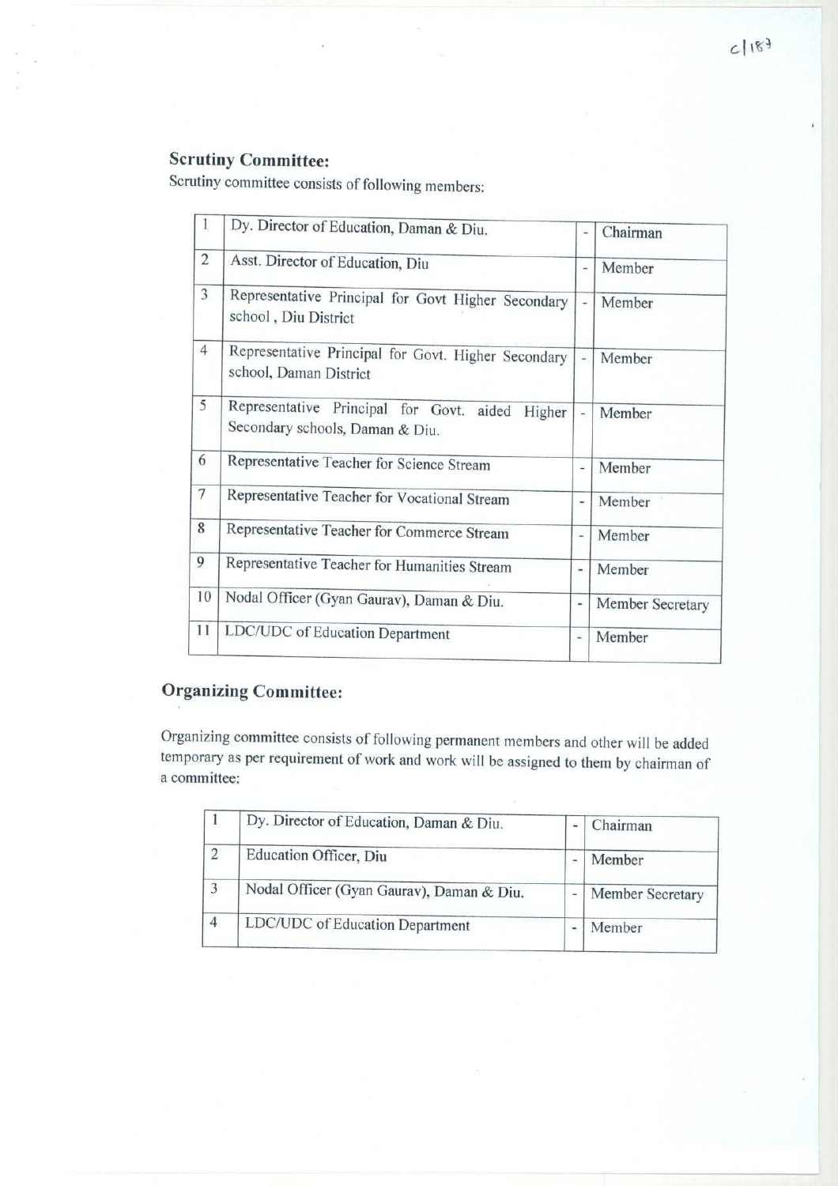**Scrutiny Committee:**

Scrutiny committee consists of following members:

| | | | |
|---|---|---|---|
| 1 | Dy. Director of Education, Daman & Diu. | - | Chairman |
| 2 | Asst. Director of Education, Diu | - | Member |
| 3 | Representative Principal for Govt Higher Secondary school , Diu District | - | Member |
| 4 | Representative Principal for Govt. Higher Secondary school, Daman District | - | Member |
| 5 | Representative Principal for Govt. aided Higher Secondary schools, Daman & Diu. | - | Member |
| 6 | Representative Teacher for Science Stream | - | Member |
| 7 | Representative Teacher for Vocational Stream | - | Member |
| 8 | Representative Teacher for Commerce Stream | - | Member |
| 9 | Representative Teacher for Humanities Stream | - | Member |
| 10 | Nodal Officer (Gyan Gaurav), Daman & Diu. | - | Member Secretary |
| 11 | LDC/UDC of Education Department | - | Member |

**Organizing Committee:**

Organizing committee consists of following permanent members and other will be added temporary as per requirement of work and work will be assigned to them by chairman of a committee:

| | | | |
|---|---|---|---|
| 1 | Dy. Director of Education, Daman & Diu. | - | Chairman |
| 2 | Education Officer, Diu | - | Member |
| 3 | Nodal Officer (Gyan Gaurav), Daman & Diu. | - | Member Secretary |
| 4 | LDC/UDC of Education Department | - | Member |